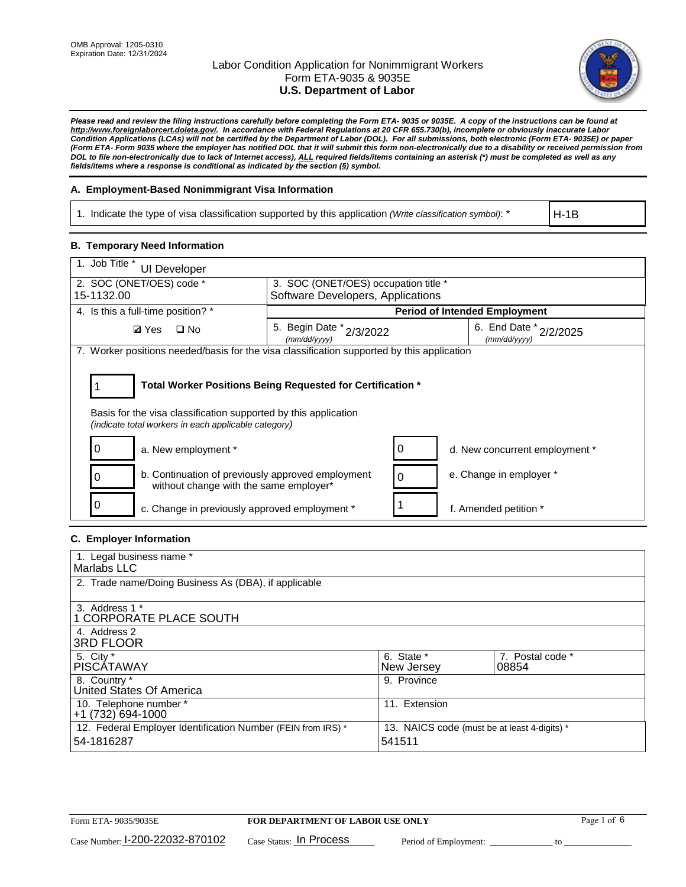OMB Approval: 1205-0310
Expiration Date: 12/31/2024

# Labor Condition Application for Nonimmigrant Workers
## Form ETA-9035 & 9035E
## U.S. Department of Labor

***Please read and review the filing instructions carefully before completing the Form ETA- 9035 or 9035E. A copy of the instructions can be found at http://www.foreignlaborcert.doleta.gov/. In accordance with Federal Regulations at 20 CFR 655.730(b), incomplete or obviously inaccurate Labor Condition Applications (LCAs) will not be certified by the Department of Labor (DOL). For all submissions, both electronic (Form ETA- 9035E) or paper (Form ETA- Form 9035 where the employer has notified DOL that it will submit this form non-electronically due to a disability or received permission from DOL to file non-electronically due to lack of Internet access), ALL required fields/items containing an asterisk (*) must be completed as well as any fields/items where a response is conditional as indicated by the section (§) symbol.***

### A. Employment-Based Nonimmigrant Visa Information

| 1. Indicate the type of visa classification supported by this application *(Write classification symbol)*: * | H-1B |
|---|---|

### B. Temporary Need Information

| 1. Job Title * UI Developer | | |
|---|---|---|
| 2. SOC (ONET/OES) code * 15-1132.00 | 3. SOC (ONET/OES) occupation title * Software Developers, Applications | |
| 4. Is this a full-time position? * | **Period of Intended Employment** | |
| ☑ Yes ☐ No | 5. Begin Date * (mm/dd/yyyy) 2/3/2022 | 6. End Date * (mm/dd/yyyy) 2/2/2025 |

7. Worker positions needed/basis for the visa classification supported by this application

**1** — **Total Worker Positions Being Requested for Certification ***

Basis for the visa classification supported by this application
*(indicate total workers in each applicable category)*

| Count | Category | Count | Category |
|---|---|---|---|
| 0 | a. New employment * | 0 | d. New concurrent employment * |
| 0 | b. Continuation of previously approved employment without change with the same employer* | 0 | e. Change in employer * |
| 0 | c. Change in previously approved employment * | 1 | f. Amended petition * |

### C. Employer Information

| 1. Legal business name * Marlabs LLC | | |
|---|---|---|
| 2. Trade name/Doing Business As (DBA), if applicable | | |
| 3. Address 1 * 1 CORPORATE PLACE SOUTH | | |
| 4. Address 2 3RD FLOOR | | |
| 5. City * PISCATAWAY | 6. State * New Jersey | 7. Postal code * 08854 |
| 8. Country * United States Of America | 9. Province | |
| 10. Telephone number * +1 (732) 694-1000 | 11. Extension | |
| 12. Federal Employer Identification Number (FEIN from IRS) * 54-1816287 | 13. NAICS code (must be at least 4-digits) * 541511 | |

Form ETA- 9035/9035E — **FOR DEPARTMENT OF LABOR USE ONLY**

Case Number: I-200-22032-870102 Case Status: In Process Period of Employment: _____________ to _____________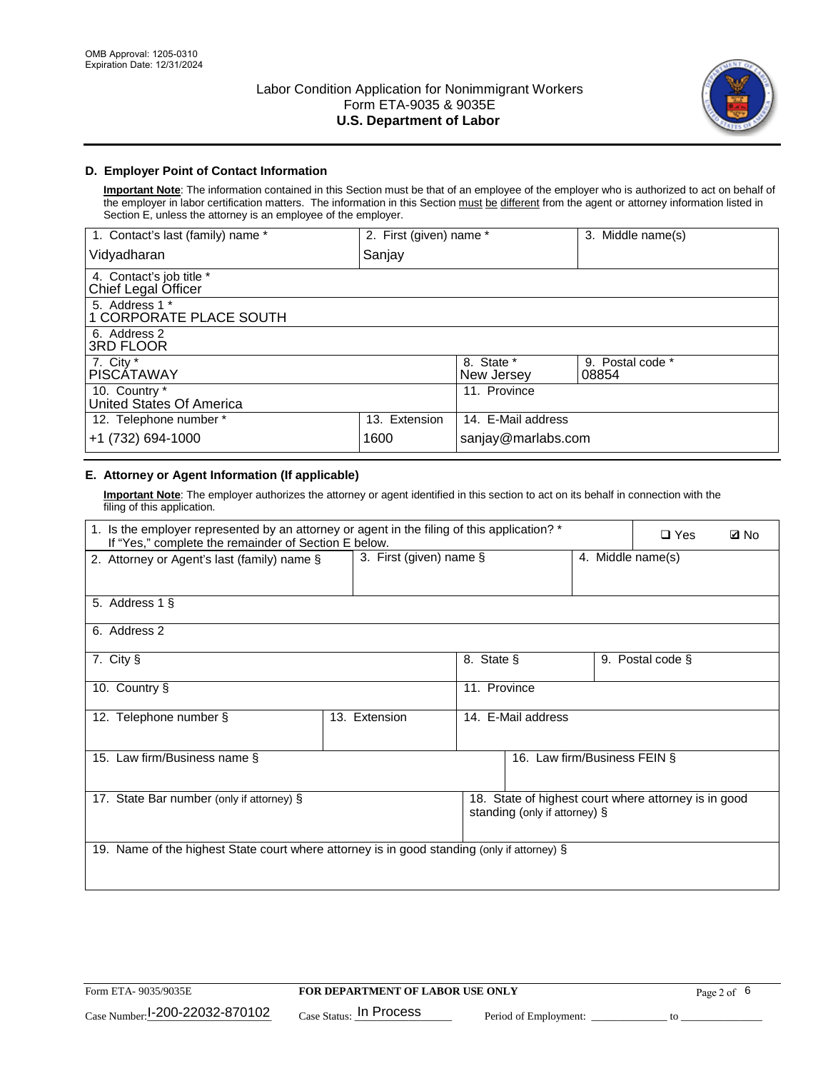OMB Approval: 1205-0310
Expiration Date: 12/31/2024

# Labor Condition Application for Nonimmigrant Workers
Form ETA-9035 & 9035E
**U.S. Department of Labor**

## D. Employer Point of Contact Information

**Important Note**: The information contained in this Section must be that of an employee of the employer who is authorized to act on behalf of the employer in labor certification matters. The information in this Section must be different from the agent or attorney information listed in Section E, unless the attorney is an employee of the employer.

| 1. Contact's last (family) name * | 2. First (given) name * | 3. Middle name(s) |
|---|---|---|
| Vidyadharan | Sanjay | |

| 4. Contact's job title * |
|---|
| Chief Legal Officer |
| 5. Address 1 * |
| 1 CORPORATE PLACE SOUTH |
| 6. Address 2 |
| 3RD FLOOR |

| 7. City * | 8. State * | 9. Postal code * |
|---|---|---|
| PISCATAWAY | New Jersey | 08854 |
| 10. Country * | 11. Province | |
| United States Of America | | |

| 12. Telephone number * | 13. Extension | 14. E-Mail address |
|---|---|---|
| +1 (732) 694-1000 | 1600 | sanjay@marlabs.com |

## E. Attorney or Agent Information (If applicable)

**Important Note**: The employer authorizes the attorney or agent identified in this section to act on its behalf in connection with the filing of this application.

1. Is the employer represented by an attorney or agent in the filing of this application? * If "Yes," complete the remainder of Section E below. ❑ Yes ☑ No

| 2. Attorney or Agent's last (family) name § | 3. First (given) name § | 4. Middle name(s) |
|---|---|---|
| | | |

| 5. Address 1 § |
|---|
| |
| 6. Address 2 |
| |

| 7. City § | 8. State § | 9. Postal code § |
|---|---|---|
| | | |
| 10. Country § | 11. Province | |
| | | |

| 12. Telephone number § | 13. Extension | 14. E-Mail address |
|---|---|---|
| | | |

| 15. Law firm/Business name § | 16. Law firm/Business FEIN § |
|---|---|
| | |

| 17. State Bar number (only if attorney) § | 18. State of highest court where attorney is in good standing (only if attorney) § |
|---|---|
| | |

| 19. Name of the highest State court where attorney is in good standing (only if attorney) § |
|---|
| |

Form ETA- 9035/9035E — FOR DEPARTMENT OF LABOR USE ONLY

Case Number: I-200-22032-870102 Case Status: In Process Period of Employment: ____________ to ____________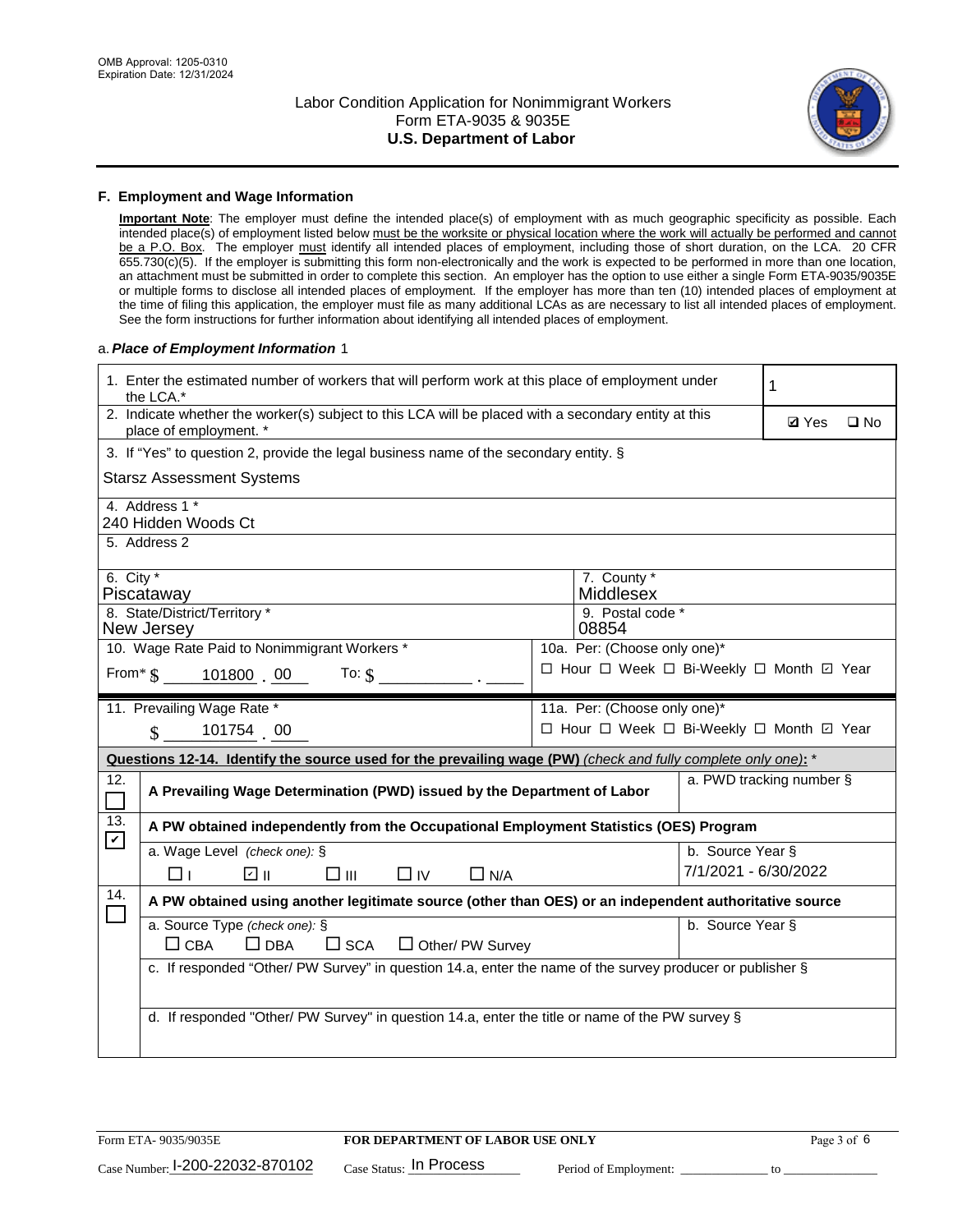OMB Approval: 1205-0310
Expiration Date: 12/31/2024

# Labor Condition Application for Nonimmigrant Workers
## Form ETA-9035 & 9035E
## U.S. Department of Labor

### F. Employment and Wage Information

**Important Note**: The employer must define the intended place(s) of employment with as much geographic specificity as possible. Each intended place(s) of employment listed below must be the worksite or physical location where the work will actually be performed and cannot be a P.O. Box. The employer must identify all intended places of employment, including those of short duration, on the LCA. 20 CFR 655.730(c)(5). If the employer is submitting this form non-electronically and the work is expected to be performed in more than one location, an attachment must be submitted in order to complete this section. An employer has the option to use either a single Form ETA-9035/9035E or multiple forms to disclose all intended places of employment. If the employer has more than ten (10) intended places of employment at the time of filing this application, the employer must file as many additional LCAs as are necessary to list all intended places of employment. See the form instructions for further information about identifying all intended places of employment.

a. ***Place of Employment Information*** 1

| | |
|---|---|
| 1. Enter the estimated number of workers that will perform work at this place of employment under the LCA.* | 1 |
| 2. Indicate whether the worker(s) subject to this LCA will be placed with a secondary entity at this place of employment. * | ☑ Yes ☐ No |
| 3. If "Yes" to question 2, provide the legal business name of the secondary entity. § Starsz Assessment Systems | |
| 4. Address 1 * 240 Hidden Woods Ct | |
| 5. Address 2 | |
| 6. City * Piscataway | 7. County * Middlesex |
| 8. State/District/Territory * New Jersey | 9. Postal code * 08854 |
| 10. Wage Rate Paid to Nonimmigrant Workers * From* $ 101800 . 00 To: $ ______ . ____ | 10a. Per: (Choose only one)* ☐ Hour ☐ Week ☐ Bi-Weekly ☐ Month ☑ Year |
| 11. Prevailing Wage Rate * $ 101754 . 00 | 11a. Per: (Choose only one)* ☐ Hour ☐ Week ☐ Bi-Weekly ☐ Month ☑ Year |

**Questions 12-14. Identify the source used for the prevailing wage (PW)** *(check and fully complete only one)*: *

| | | |
|---|---|---|
| 12. ☐ | **A Prevailing Wage Determination (PWD) issued by the Department of Labor** | a. PWD tracking number § |
| 13. ☑ | **A PW obtained independently from the Occupational Employment Statistics (OES) Program** | |
| | a. Wage Level *(check one)*: § ☐ I ☑ II ☐ III ☐ IV ☐ N/A | b. Source Year § 7/1/2021 - 6/30/2022 |
| 14. ☐ | **A PW obtained using another legitimate source (other than OES) or an independent authoritative source** | |
| | a. Source Type *(check one)*: § ☐ CBA ☐ DBA ☐ SCA ☐ Other/ PW Survey | b. Source Year § |
| | c. If responded "Other/ PW Survey" in question 14.a, enter the name of the survey producer or publisher § | |
| | d. If responded "Other/ PW Survey" in question 14.a, enter the title or name of the PW survey § | |

Form ETA- 9035/9035E | **FOR DEPARTMENT OF LABOR USE ONLY**
Case Number: I-200-22032-870102 Case Status: In Process Period of Employment: ____________ to ____________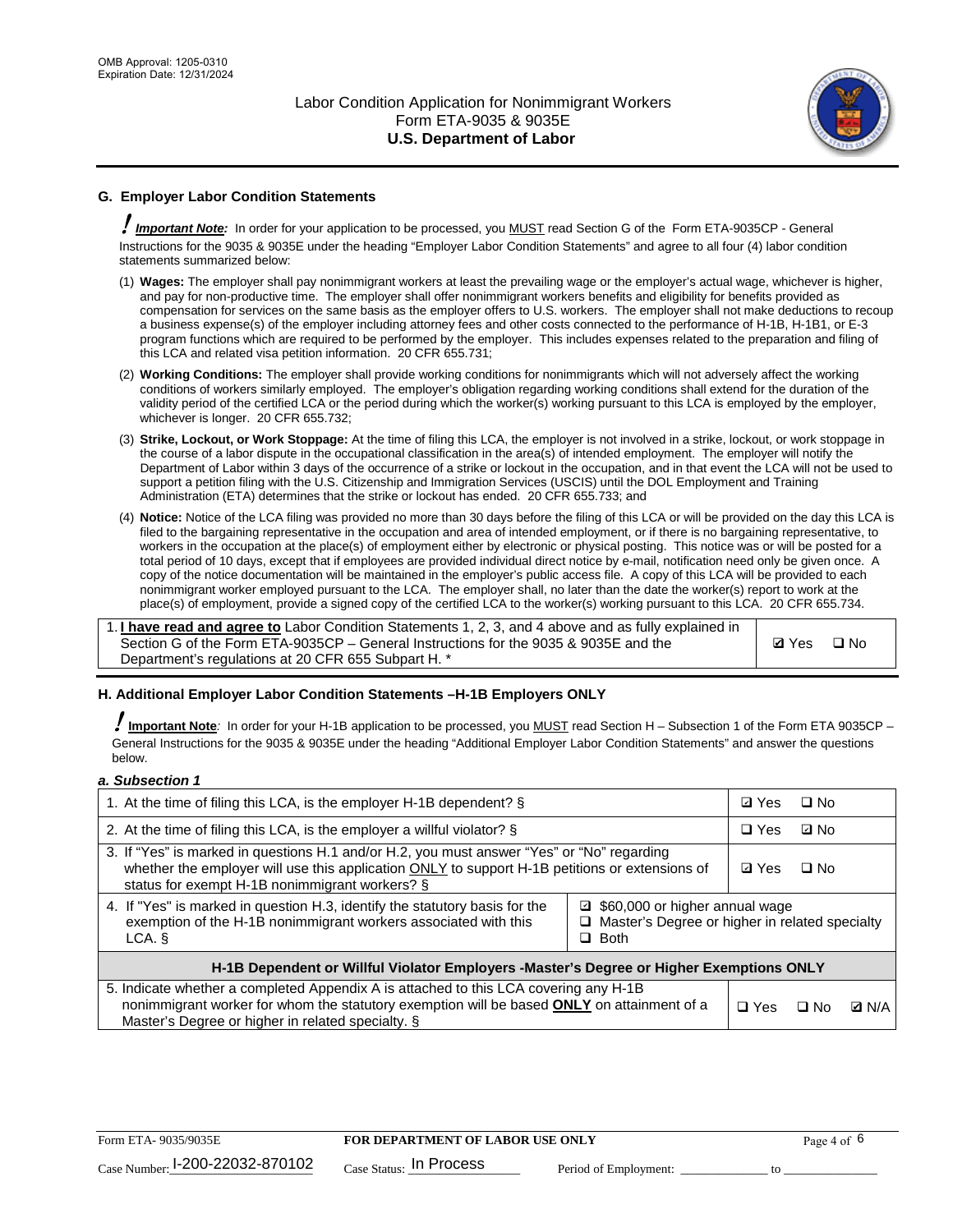## G. Employer Labor Condition Statements

! ***Important Note:*** In order for your application to be processed, you MUST read Section G of the Form ETA-9035CP - General Instructions for the 9035 & 9035E under the heading "Employer Labor Condition Statements" and agree to all four (4) labor condition statements summarized below:

(1) **Wages:** The employer shall pay nonimmigrant workers at least the prevailing wage or the employer's actual wage, whichever is higher, and pay for non-productive time. The employer shall offer nonimmigrant workers benefits and eligibility for benefits provided as compensation for services on the same basis as the employer offers to U.S. workers. The employer shall not make deductions to recoup a business expense(s) of the employer including attorney fees and other costs connected to the performance of H-1B, H-1B1, or E-3 program functions which are required to be performed by the employer. This includes expenses related to the preparation and filing of this LCA and related visa petition information. 20 CFR 655.731;

(2) **Working Conditions:** The employer shall provide working conditions for nonimmigrants which will not adversely affect the working conditions of workers similarly employed. The employer's obligation regarding working conditions shall extend for the duration of the validity period of the certified LCA or the period during which the worker(s) working pursuant to this LCA is employed by the employer, whichever is longer. 20 CFR 655.732;

(3) **Strike, Lockout, or Work Stoppage:** At the time of filing this LCA, the employer is not involved in a strike, lockout, or work stoppage in the course of a labor dispute in the occupational classification in the area(s) of intended employment. The employer will notify the Department of Labor within 3 days of the occurrence of a strike or lockout in the occupation, and in that event the LCA will not be used to support a petition filing with the U.S. Citizenship and Immigration Services (USCIS) until the DOL Employment and Training Administration (ETA) determines that the strike or lockout has ended. 20 CFR 655.733; and

(4) **Notice:** Notice of the LCA filing was provided no more than 30 days before the filing of this LCA or will be provided on the day this LCA is filed to the bargaining representative in the occupation and area of intended employment, or if there is no bargaining representative, to workers in the occupation at the place(s) of employment either by electronic or physical posting. This notice was or will be posted for a total period of 10 days, except that if employees are provided individual direct notice by e-mail, notification need only be given once. A copy of the notice documentation will be maintained in the employer's public access file. A copy of this LCA will be provided to each nonimmigrant worker employed pursuant to the LCA. The employer shall, no later than the date the worker(s) report to work at the place(s) of employment, provide a signed copy of the certified LCA to the worker(s) working pursuant to this LCA. 20 CFR 655.734.

| | |
|---|---|
| 1. **I have read and agree to** Labor Condition Statements 1, 2, 3, and 4 above and as fully explained in Section G of the Form ETA-9035CP – General Instructions for the 9035 & 9035E and the Department's regulations at 20 CFR 655 Subpart H. * | ☑ Yes ☐ No |

## H. Additional Employer Labor Condition Statements –H-1B Employers ONLY

! **Important Note**: In order for your H-1B application to be processed, you MUST read Section H – Subsection 1 of the Form ETA 9035CP – General Instructions for the 9035 & 9035E under the heading "Additional Employer Labor Condition Statements" and answer the questions below.

***a. Subsection 1***

| | |
|---|---|
| 1. At the time of filing this LCA, is the employer H-1B dependent? § | ☑ Yes ☐ No |
| 2. At the time of filing this LCA, is the employer a willful violator? § | ☐ Yes ☑ No |
| 3. If "Yes" is marked in questions H.1 and/or H.2, you must answer "Yes" or "No" regarding whether the employer will use this application ONLY to support H-1B petitions or extensions of status for exempt H-1B nonimmigrant workers? § | ☑ Yes ☐ No |
| 4. If "Yes" is marked in question H.3, identify the statutory basis for the exemption of the H-1B nonimmigrant workers associated with this LCA. § | ☑ $60,000 or higher annual wage<br>☐ Master's Degree or higher in related specialty<br>☐ Both |
| **H-1B Dependent or Willful Violator Employers -Master's Degree or Higher Exemptions ONLY** | |
| 5. Indicate whether a completed Appendix A is attached to this LCA covering any H-1B nonimmigrant worker for whom the statutory exemption will be based **ONLY** on attainment of a Master's Degree or higher in related specialty. § | ☐ Yes ☐ No ☑ N/A |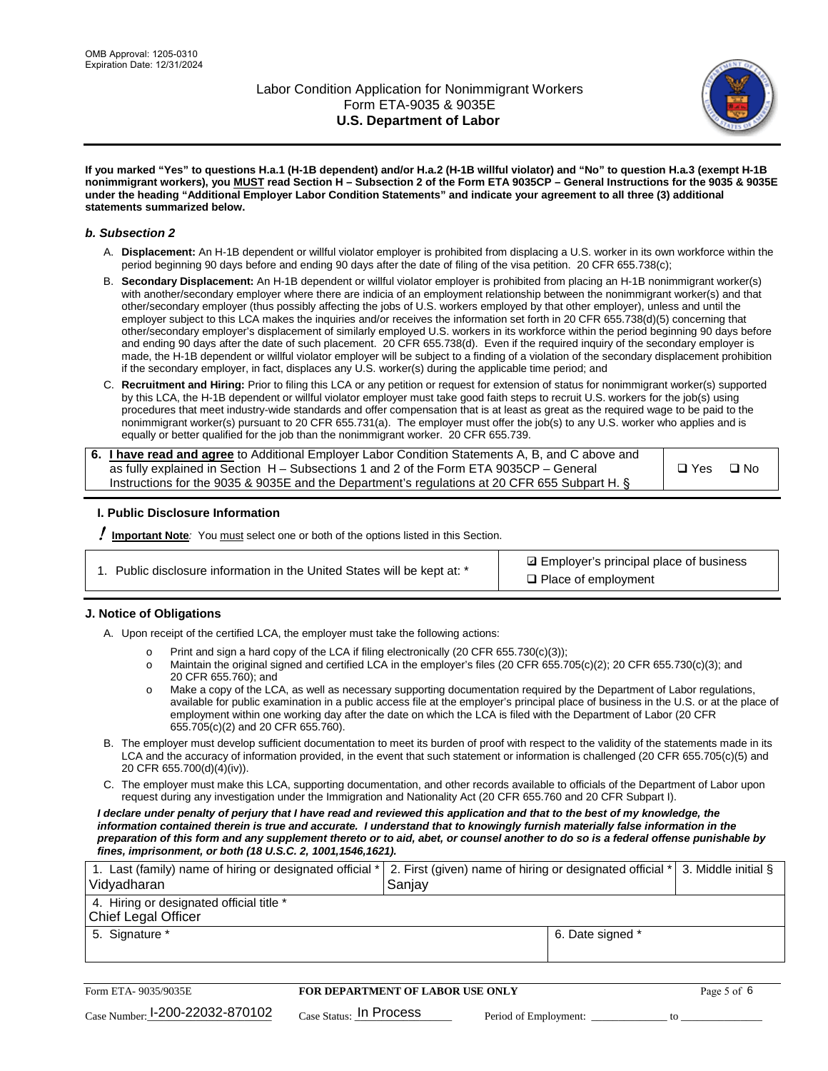OMB Approval: 1205-0310
Expiration Date: 12/31/2024

# Labor Condition Application for Nonimmigrant Workers
## Form ETA-9035 & 9035E
## U.S. Department of Labor

**If you marked "Yes" to questions H.a.1 (H-1B dependent) and/or H.a.2 (H-1B willful violator) and "No" to question H.a.3 (exempt H-1B nonimmigrant workers), you MUST read Section H – Subsection 2 of the Form ETA 9035CP – General Instructions for the 9035 & 9035E under the heading "Additional Employer Labor Condition Statements" and indicate your agreement to all three (3) additional statements summarized below.**

### *b. Subsection 2*

A. **Displacement:** An H-1B dependent or willful violator employer is prohibited from displacing a U.S. worker in its own workforce within the period beginning 90 days before and ending 90 days after the date of filing of the visa petition. 20 CFR 655.738(c);

B. **Secondary Displacement:** An H-1B dependent or willful violator employer is prohibited from placing an H-1B nonimmigrant worker(s) with another/secondary employer where there are indicia of an employment relationship between the nonimmigrant worker(s) and that other/secondary employer (thus possibly affecting the jobs of U.S. workers employed by that other employer), unless and until the employer subject to this LCA makes the inquiries and/or receives the information set forth in 20 CFR 655.738(d)(5) concerning that other/secondary employer's displacement of similarly employed U.S. workers in its workforce within the period beginning 90 days before and ending 90 days after the date of such placement. 20 CFR 655.738(d). Even if the required inquiry of the secondary employer is made, the H-1B dependent or willful violator employer will be subject to a finding of a violation of the secondary displacement prohibition if the secondary employer, in fact, displaces any U.S. worker(s) during the applicable time period; and

C. **Recruitment and Hiring:** Prior to filing this LCA or any petition or request for extension of status for nonimmigrant worker(s) supported by this LCA, the H-1B dependent or willful violator employer must take good faith steps to recruit U.S. workers for the job(s) using procedures that meet industry-wide standards and offer compensation that is at least as great as the required wage to be paid to the nonimmigrant worker(s) pursuant to 20 CFR 655.731(a). The employer must offer the job(s) to any U.S. worker who applies and is equally or better qualified for the job than the nonimmigrant worker. 20 CFR 655.739.

| 6. **I have read and agree** to Additional Employer Labor Condition Statements A, B, and C above and as fully explained in Section H – Subsections 1 and 2 of the Form ETA 9035CP – General Instructions for the 9035 & 9035E and the Department's regulations at 20 CFR 655 Subpart H. § | ❑ Yes ❑ No |
|---|---|

### I. Public Disclosure Information

**! Important Note***:* You must select one or both of the options listed in this Section.

| 1. Public disclosure information in the United States will be kept at: * | ☑ Employer's principal place of business<br>❑ Place of employment |
|---|---|

### J. Notice of Obligations

A. Upon receipt of the certified LCA, the employer must take the following actions:

- Print and sign a hard copy of the LCA if filing electronically (20 CFR 655.730(c)(3));
- Maintain the original signed and certified LCA in the employer's files (20 CFR 655.705(c)(2); 20 CFR 655.730(c)(3); and 20 CFR 655.760); and
- Make a copy of the LCA, as well as necessary supporting documentation required by the Department of Labor regulations, available for public examination in a public access file at the employer's principal place of business in the U.S. or at the place of employment within one working day after the date on which the LCA is filed with the Department of Labor (20 CFR 655.705(c)(2) and 20 CFR 655.760).

B. The employer must develop sufficient documentation to meet its burden of proof with respect to the validity of the statements made in its LCA and the accuracy of information provided, in the event that such statement or information is challenged (20 CFR 655.705(c)(5) and 20 CFR 655.700(d)(4)(iv)).

C. The employer must make this LCA, supporting documentation, and other records available to officials of the Department of Labor upon request during any investigation under the Immigration and Nationality Act (20 CFR 655.760 and 20 CFR Subpart I).

***I declare under penalty of perjury that I have read and reviewed this application and that to the best of my knowledge, the information contained therein is true and accurate. I understand that to knowingly furnish materially false information in the preparation of this form and any supplement thereto or to aid, abet, or counsel another to do so is a federal offense punishable by fines, imprisonment, or both (18 U.S.C. 2, 1001,1546,1621).***

| 1. Last (family) name of hiring or designated official *<br>Vidyadharan | 2. First (given) name of hiring or designated official *<br>Sanjay | 3. Middle initial § |
|---|---|---|
| 4. Hiring or designated official title *<br>Chief Legal Officer | | |
| 5. Signature * | 6. Date signed * | |

Form ETA- 9035/9035E — **FOR DEPARTMENT OF LABOR USE ONLY**

Case Number: I-200-22032-870102 Case Status: In Process Period of Employment: _____________ to _____________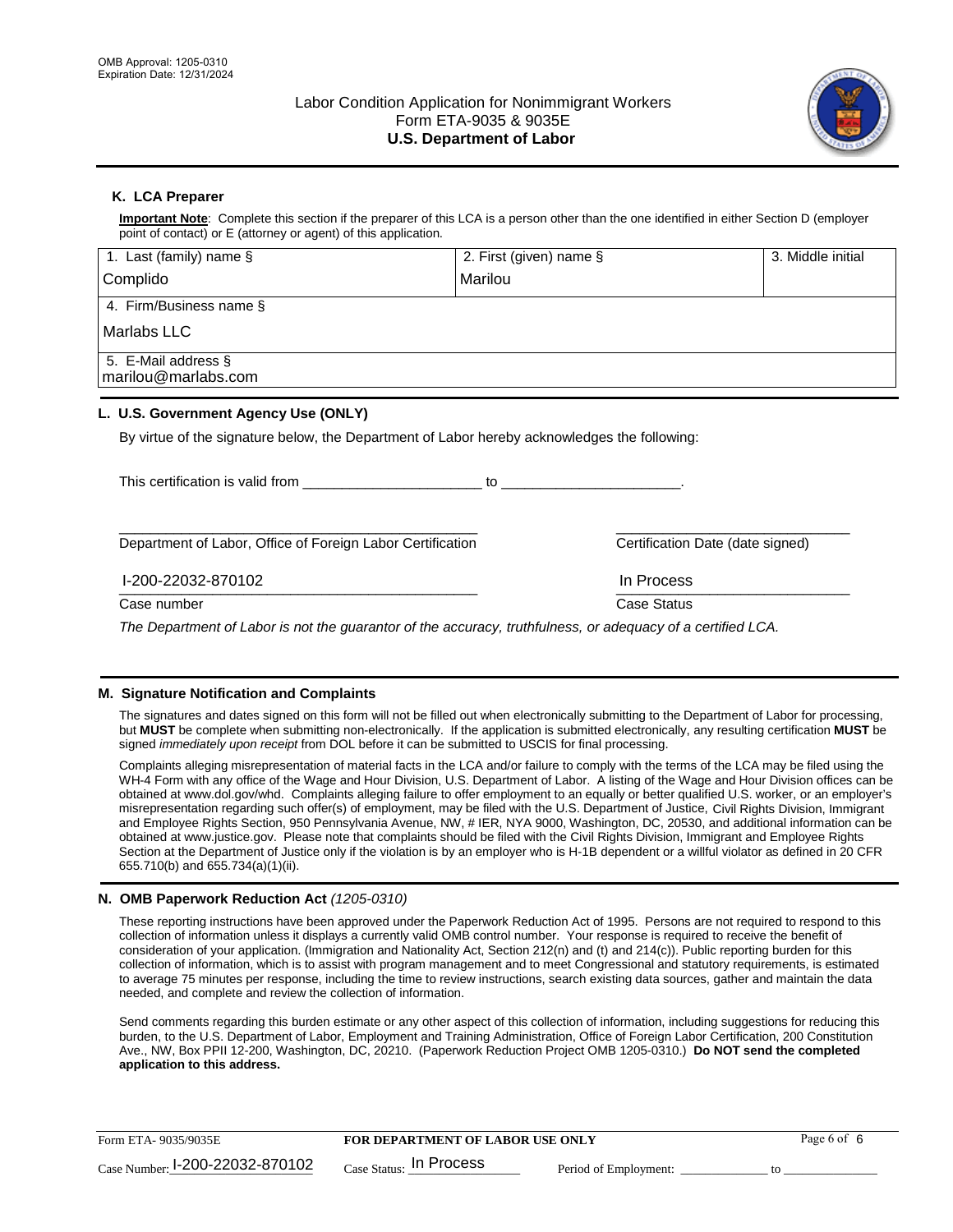OMB Approval: 1205-0310
Expiration Date: 12/31/2024

Labor Condition Application for Nonimmigrant Workers
Form ETA-9035 & 9035E
**U.S. Department of Labor**

### K. LCA Preparer

**Important Note**: Complete this section if the preparer of this LCA is a person other than the one identified in either Section D (employer point of contact) or E (attorney or agent) of this application.

| 1. Last (family) name § | 2. First (given) name § | 3. Middle initial |
|---|---|---|
| Complido | Marilou | |
| 4. Firm/Business name § | | |
| Marlabs LLC | | |
| 5. E-Mail address § | | |
| marilou@marlabs.com | | |

### L. U.S. Government Agency Use (ONLY)

By virtue of the signature below, the Department of Labor hereby acknowledges the following:

This certification is valid from _______________________ to _______________________.

_______________________________________ Department of Labor, Office of Foreign Labor Certification

_______________________________ Certification Date (date signed)

I-200-22032-870102
Case number

In Process
Case Status

*The Department of Labor is not the guarantor of the accuracy, truthfulness, or adequacy of a certified LCA.*

### M. Signature Notification and Complaints

The signatures and dates signed on this form will not be filled out when electronically submitting to the Department of Labor for processing, but **MUST** be complete when submitting non-electronically. If the application is submitted electronically, any resulting certification **MUST** be signed *immediately upon receipt* from DOL before it can be submitted to USCIS for final processing.

Complaints alleging misrepresentation of material facts in the LCA and/or failure to comply with the terms of the LCA may be filed using the WH-4 Form with any office of the Wage and Hour Division, U.S. Department of Labor. A listing of the Wage and Hour Division offices can be obtained at www.dol.gov/whd. Complaints alleging failure to offer employment to an equally or better qualified U.S. worker, or an employer's misrepresentation regarding such offer(s) of employment, may be filed with the U.S. Department of Justice, Civil Rights Division, Immigrant and Employee Rights Section, 950 Pennsylvania Avenue, NW, # IER, NYA 9000, Washington, DC, 20530, and additional information can be obtained at www.justice.gov. Please note that complaints should be filed with the Civil Rights Division, Immigrant and Employee Rights Section at the Department of Justice only if the violation is by an employer who is H-1B dependent or a willful violator as defined in 20 CFR 655.710(b) and 655.734(a)(1)(ii).

### N. OMB Paperwork Reduction Act *(1205-0310)*

These reporting instructions have been approved under the Paperwork Reduction Act of 1995. Persons are not required to respond to this collection of information unless it displays a currently valid OMB control number. Your response is required to receive the benefit of consideration of your application. (Immigration and Nationality Act, Section 212(n) and (t) and 214(c)). Public reporting burden for this collection of information, which is to assist with program management and to meet Congressional and statutory requirements, is estimated to average 75 minutes per response, including the time to review instructions, search existing data sources, gather and maintain the data needed, and complete and review the collection of information.

Send comments regarding this burden estimate or any other aspect of this collection of information, including suggestions for reducing this burden, to the U.S. Department of Labor, Employment and Training Administration, Office of Foreign Labor Certification, 200 Constitution Ave., NW, Box PPII 12-200, Washington, DC, 20210. (Paperwork Reduction Project OMB 1205-0310.) **Do NOT send the completed application to this address.**